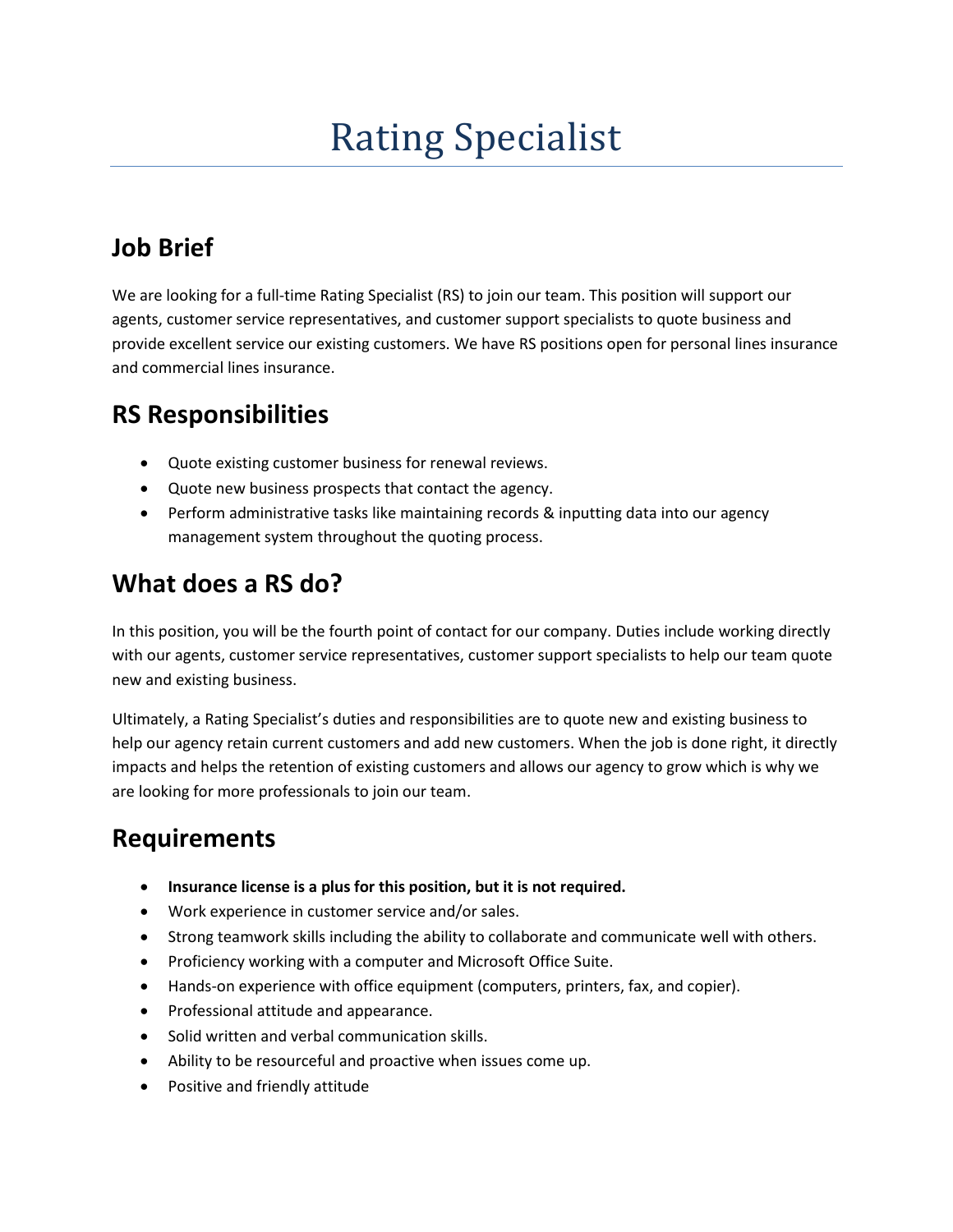# Rating Specialist

## Job Brief

We are looking for a full-time Rating Specialist (RS) to join our team. This position will support our agents, customer service representatives, and customer support specialists to quote business and provide excellent service our existing customers. We have RS positions open for personal lines insurance and commercial lines insurance.

## RS Responsibilities

- Quote existing customer business for renewal reviews.
- Quote new business prospects that contact the agency.
- Perform administrative tasks like maintaining records & inputting data into our agency management system throughout the quoting process.

## What does a RS do?

In this position, you will be the fourth point of contact for our company. Duties include working directly with our agents, customer service representatives, customer support specialists to help our team quote new and existing business.

Ultimately, a Rating Specialist's duties and responsibilities are to quote new and existing business to help our agency retain current customers and add new customers. When the job is done right, it directly impacts and helps the retention of existing customers and allows our agency to grow which is why we are looking for more professionals to join our team.

## Requirements

- **Insurance license is a plus for this position, but it is not required.**
- Work experience in customer service and/or sales.
- Strong teamwork skills including the ability to collaborate and communicate well with others.
- Proficiency working with a computer and Microsoft Office Suite.
- Hands-on experience with office equipment (computers, printers, fax, and copier).
- Professional attitude and appearance.
- Solid written and verbal communication skills.
- Ability to be resourceful and proactive when issues come up.
- Positive and friendly attitude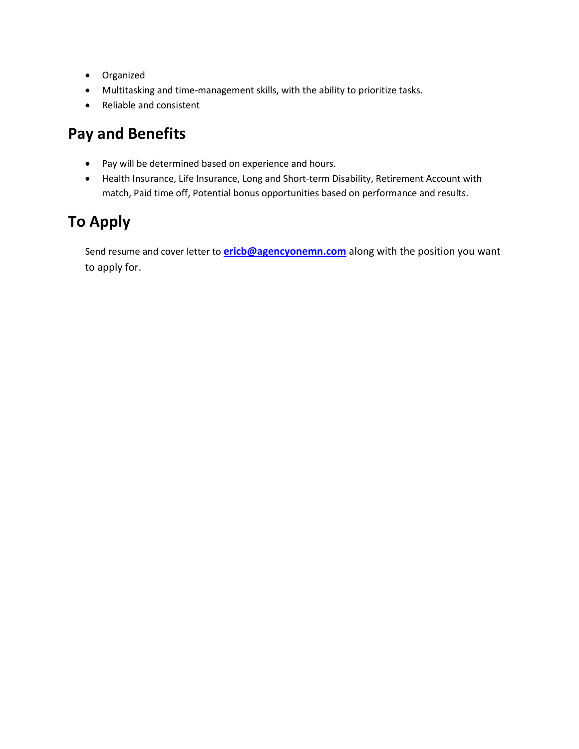- Organized
- Multitasking and time-management skills, with the ability to prioritize tasks.
- Reliable and consistent

## Pay and Benefits

- Pay will be determined based on experience and hours.
- Health Insurance, Life Insurance, Long and Short-term Disability, Retirement Account with match, Paid time off, Potential bonus opportunities based on performance and results.

## To Apply

Send resume and cover letter to **ericb@agencyonemn.com** along with the position you want to apply for.